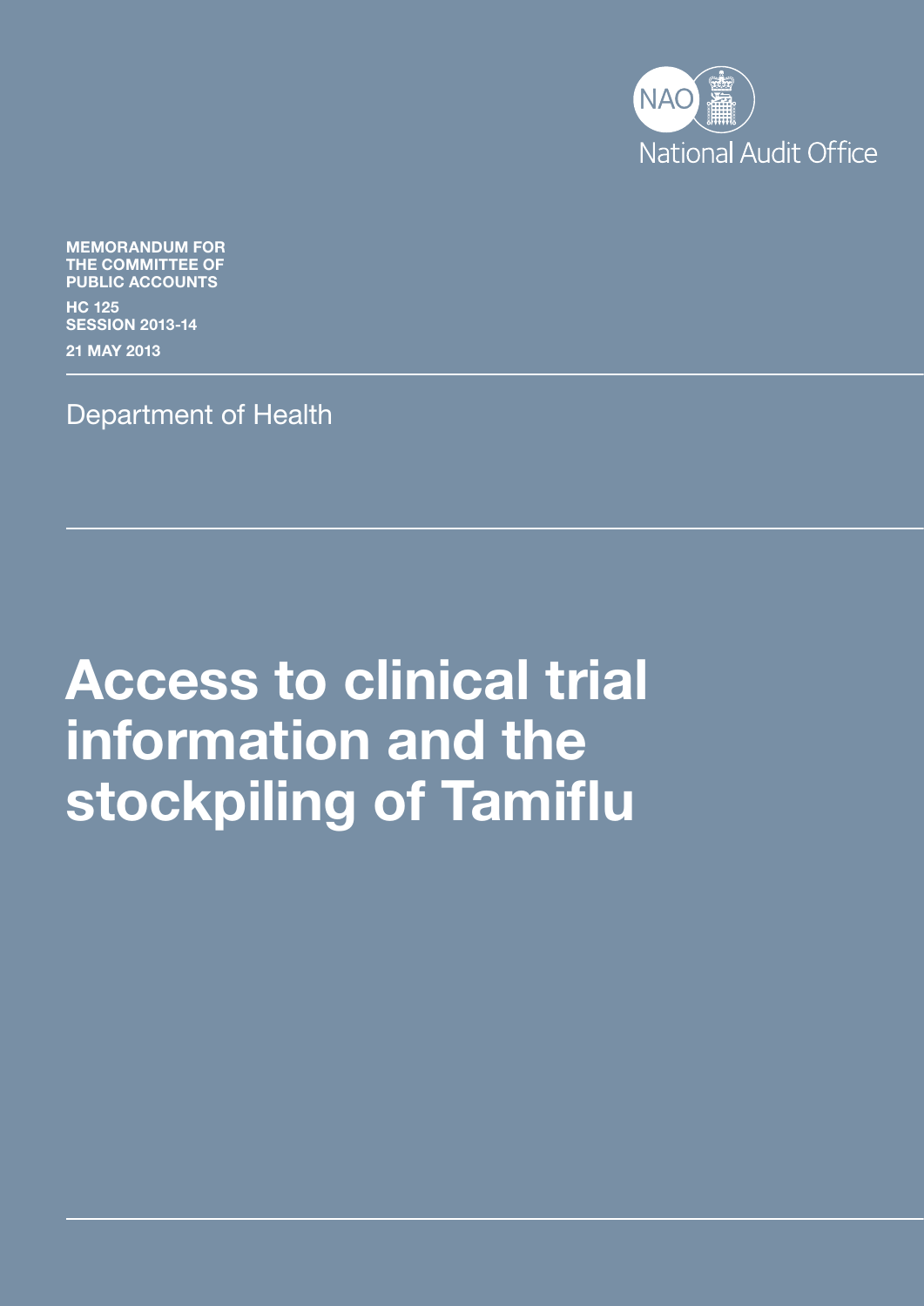National Audit Office

**MEMORANDUM FOR THE COMMITTEE OF PUBLIC ACCOUNTS**

**HC 125**
**SESSION 2013-14**

**21 MAY 2013**

Department of Health

# Access to clinical trial information and the stockpiling of Tamiflu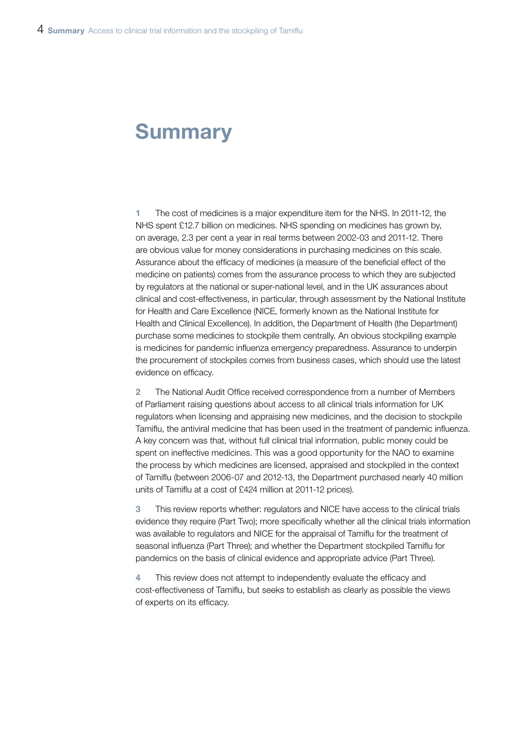# Summary

**1** The cost of medicines is a major expenditure item for the NHS. In 2011-12, the NHS spent £12.7 billion on medicines. NHS spending on medicines has grown by, on average, 2.3 per cent a year in real terms between 2002-03 and 2011-12. There are obvious value for money considerations in purchasing medicines on this scale. Assurance about the efficacy of medicines (a measure of the beneficial effect of the medicine on patients) comes from the assurance process to which they are subjected by regulators at the national or super-national level, and in the UK assurances about clinical and cost-effectiveness, in particular, through assessment by the National Institute for Health and Care Excellence (NICE, formerly known as the National Institute for Health and Clinical Excellence). In addition, the Department of Health (the Department) purchase some medicines to stockpile them centrally. An obvious stockpiling example is medicines for pandemic influenza emergency preparedness. Assurance to underpin the procurement of stockpiles comes from business cases, which should use the latest evidence on efficacy.

**2** The National Audit Office received correspondence from a number of Members of Parliament raising questions about access to all clinical trials information for UK regulators when licensing and appraising new medicines, and the decision to stockpile Tamiflu, the antiviral medicine that has been used in the treatment of pandemic influenza. A key concern was that, without full clinical trial information, public money could be spent on ineffective medicines. This was a good opportunity for the NAO to examine the process by which medicines are licensed, appraised and stockpiled in the context of Tamiflu (between 2006-07 and 2012-13, the Department purchased nearly 40 million units of Tamiflu at a cost of £424 million at 2011-12 prices).

**3** This review reports whether: regulators and NICE have access to the clinical trials evidence they require (Part Two); more specifically whether all the clinical trials information was available to regulators and NICE for the appraisal of Tamiflu for the treatment of seasonal influenza (Part Three); and whether the Department stockpiled Tamiflu for pandemics on the basis of clinical evidence and appropriate advice (Part Three).

**4** This review does not attempt to independently evaluate the efficacy and cost-effectiveness of Tamiflu, but seeks to establish as clearly as possible the views of experts on its efficacy.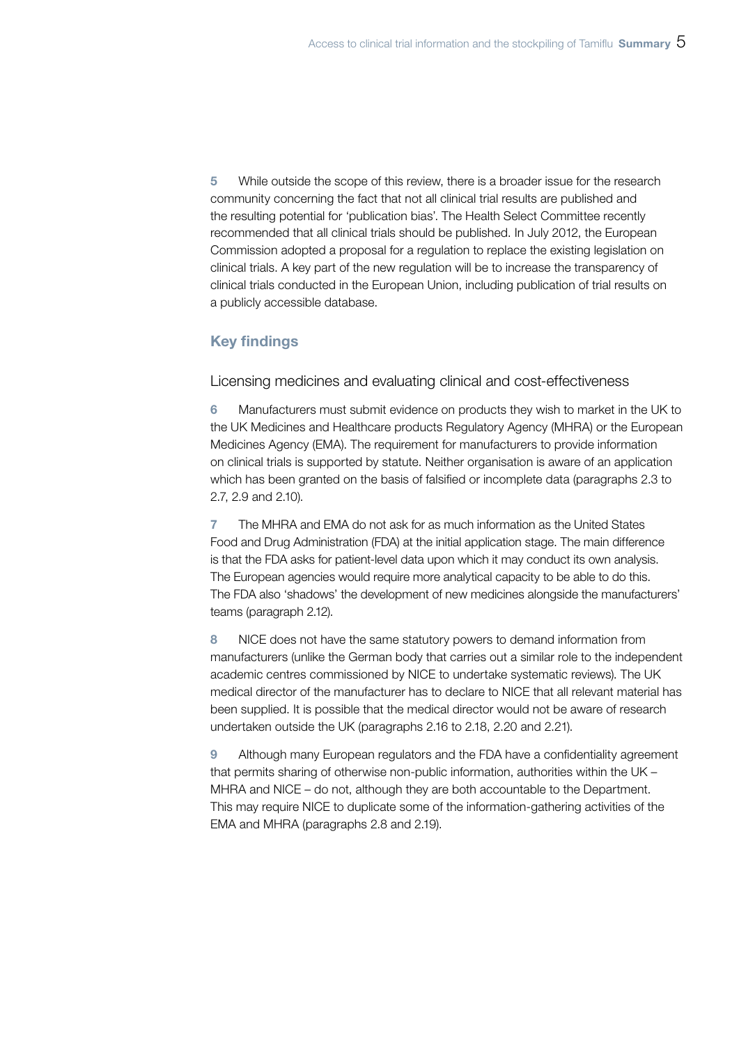5 While outside the scope of this review, there is a broader issue for the research community concerning the fact that not all clinical trial results are published and the resulting potential for 'publication bias'. The Health Select Committee recently recommended that all clinical trials should be published. In July 2012, the European Commission adopted a proposal for a regulation to replace the existing legislation on clinical trials. A key part of the new regulation will be to increase the transparency of clinical trials conducted in the European Union, including publication of trial results on a publicly accessible database.

## Key findings

### Licensing medicines and evaluating clinical and cost-effectiveness

6 Manufacturers must submit evidence on products they wish to market in the UK to the UK Medicines and Healthcare products Regulatory Agency (MHRA) or the European Medicines Agency (EMA). The requirement for manufacturers to provide information on clinical trials is supported by statute. Neither organisation is aware of an application which has been granted on the basis of falsified or incomplete data (paragraphs 2.3 to 2.7, 2.9 and 2.10).

7 The MHRA and EMA do not ask for as much information as the United States Food and Drug Administration (FDA) at the initial application stage. The main difference is that the FDA asks for patient-level data upon which it may conduct its own analysis. The European agencies would require more analytical capacity to be able to do this. The FDA also 'shadows' the development of new medicines alongside the manufacturers' teams (paragraph 2.12).

8 NICE does not have the same statutory powers to demand information from manufacturers (unlike the German body that carries out a similar role to the independent academic centres commissioned by NICE to undertake systematic reviews). The UK medical director of the manufacturer has to declare to NICE that all relevant material has been supplied. It is possible that the medical director would not be aware of research undertaken outside the UK (paragraphs 2.16 to 2.18, 2.20 and 2.21).

9 Although many European regulators and the FDA have a confidentiality agreement that permits sharing of otherwise non-public information, authorities within the UK – MHRA and NICE – do not, although they are both accountable to the Department. This may require NICE to duplicate some of the information-gathering activities of the EMA and MHRA (paragraphs 2.8 and 2.19).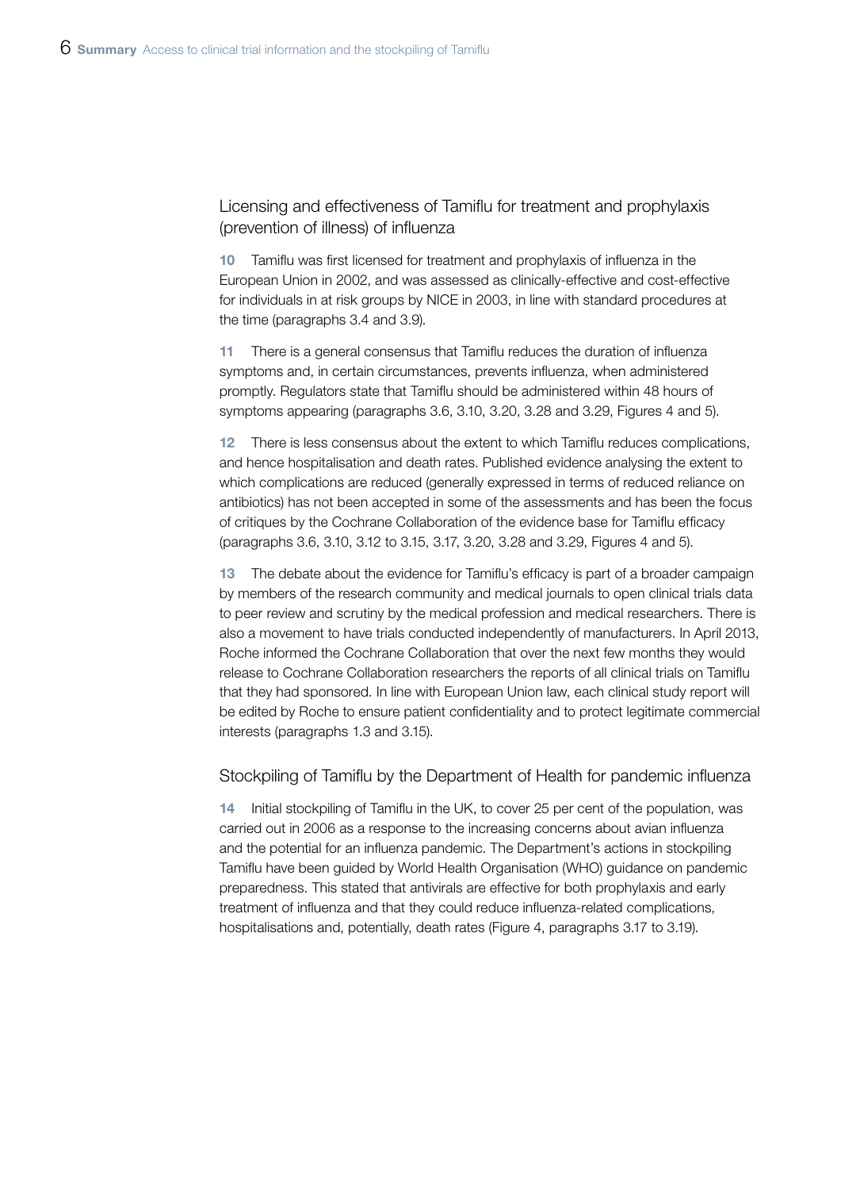## Licensing and effectiveness of Tamiflu for treatment and prophylaxis (prevention of illness) of influenza

**10** Tamiflu was first licensed for treatment and prophylaxis of influenza in the European Union in 2002, and was assessed as clinically-effective and cost-effective for individuals in at risk groups by NICE in 2003, in line with standard procedures at the time (paragraphs 3.4 and 3.9).

**11** There is a general consensus that Tamiflu reduces the duration of influenza symptoms and, in certain circumstances, prevents influenza, when administered promptly. Regulators state that Tamiflu should be administered within 48 hours of symptoms appearing (paragraphs 3.6, 3.10, 3.20, 3.28 and 3.29, Figures 4 and 5).

**12** There is less consensus about the extent to which Tamiflu reduces complications, and hence hospitalisation and death rates. Published evidence analysing the extent to which complications are reduced (generally expressed in terms of reduced reliance on antibiotics) has not been accepted in some of the assessments and has been the focus of critiques by the Cochrane Collaboration of the evidence base for Tamiflu efficacy (paragraphs 3.6, 3.10, 3.12 to 3.15, 3.17, 3.20, 3.28 and 3.29, Figures 4 and 5).

**13** The debate about the evidence for Tamiflu's efficacy is part of a broader campaign by members of the research community and medical journals to open clinical trials data to peer review and scrutiny by the medical profession and medical researchers. There is also a movement to have trials conducted independently of manufacturers. In April 2013, Roche informed the Cochrane Collaboration that over the next few months they would release to Cochrane Collaboration researchers the reports of all clinical trials on Tamiflu that they had sponsored. In line with European Union law, each clinical study report will be edited by Roche to ensure patient confidentiality and to protect legitimate commercial interests (paragraphs 1.3 and 3.15).

## Stockpiling of Tamiflu by the Department of Health for pandemic influenza

**14** Initial stockpiling of Tamiflu in the UK, to cover 25 per cent of the population, was carried out in 2006 as a response to the increasing concerns about avian influenza and the potential for an influenza pandemic. The Department's actions in stockpiling Tamiflu have been guided by World Health Organisation (WHO) guidance on pandemic preparedness. This stated that antivirals are effective for both prophylaxis and early treatment of influenza and that they could reduce influenza-related complications, hospitalisations and, potentially, death rates (Figure 4, paragraphs 3.17 to 3.19).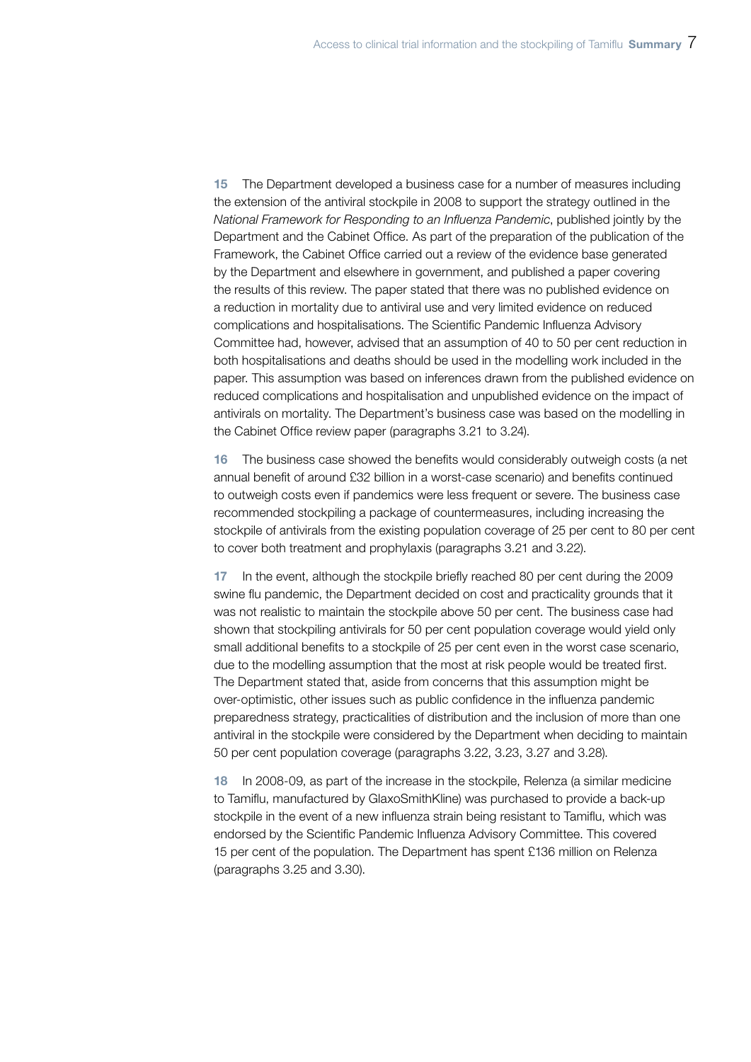**15** The Department developed a business case for a number of measures including the extension of the antiviral stockpile in 2008 to support the strategy outlined in the *National Framework for Responding to an Influenza Pandemic*, published jointly by the Department and the Cabinet Office. As part of the preparation of the publication of the Framework, the Cabinet Office carried out a review of the evidence base generated by the Department and elsewhere in government, and published a paper covering the results of this review. The paper stated that there was no published evidence on a reduction in mortality due to antiviral use and very limited evidence on reduced complications and hospitalisations. The Scientific Pandemic Influenza Advisory Committee had, however, advised that an assumption of 40 to 50 per cent reduction in both hospitalisations and deaths should be used in the modelling work included in the paper. This assumption was based on inferences drawn from the published evidence on reduced complications and hospitalisation and unpublished evidence on the impact of antivirals on mortality. The Department's business case was based on the modelling in the Cabinet Office review paper (paragraphs 3.21 to 3.24).

**16** The business case showed the benefits would considerably outweigh costs (a net annual benefit of around £32 billion in a worst-case scenario) and benefits continued to outweigh costs even if pandemics were less frequent or severe. The business case recommended stockpiling a package of countermeasures, including increasing the stockpile of antivirals from the existing population coverage of 25 per cent to 80 per cent to cover both treatment and prophylaxis (paragraphs 3.21 and 3.22).

**17** In the event, although the stockpile briefly reached 80 per cent during the 2009 swine flu pandemic, the Department decided on cost and practicality grounds that it was not realistic to maintain the stockpile above 50 per cent. The business case had shown that stockpiling antivirals for 50 per cent population coverage would yield only small additional benefits to a stockpile of 25 per cent even in the worst case scenario, due to the modelling assumption that the most at risk people would be treated first. The Department stated that, aside from concerns that this assumption might be over-optimistic, other issues such as public confidence in the influenza pandemic preparedness strategy, practicalities of distribution and the inclusion of more than one antiviral in the stockpile were considered by the Department when deciding to maintain 50 per cent population coverage (paragraphs 3.22, 3.23, 3.27 and 3.28).

**18** In 2008-09, as part of the increase in the stockpile, Relenza (a similar medicine to Tamiflu, manufactured by GlaxoSmithKline) was purchased to provide a back-up stockpile in the event of a new influenza strain being resistant to Tamiflu, which was endorsed by the Scientific Pandemic Influenza Advisory Committee. This covered 15 per cent of the population. The Department has spent £136 million on Relenza (paragraphs 3.25 and 3.30).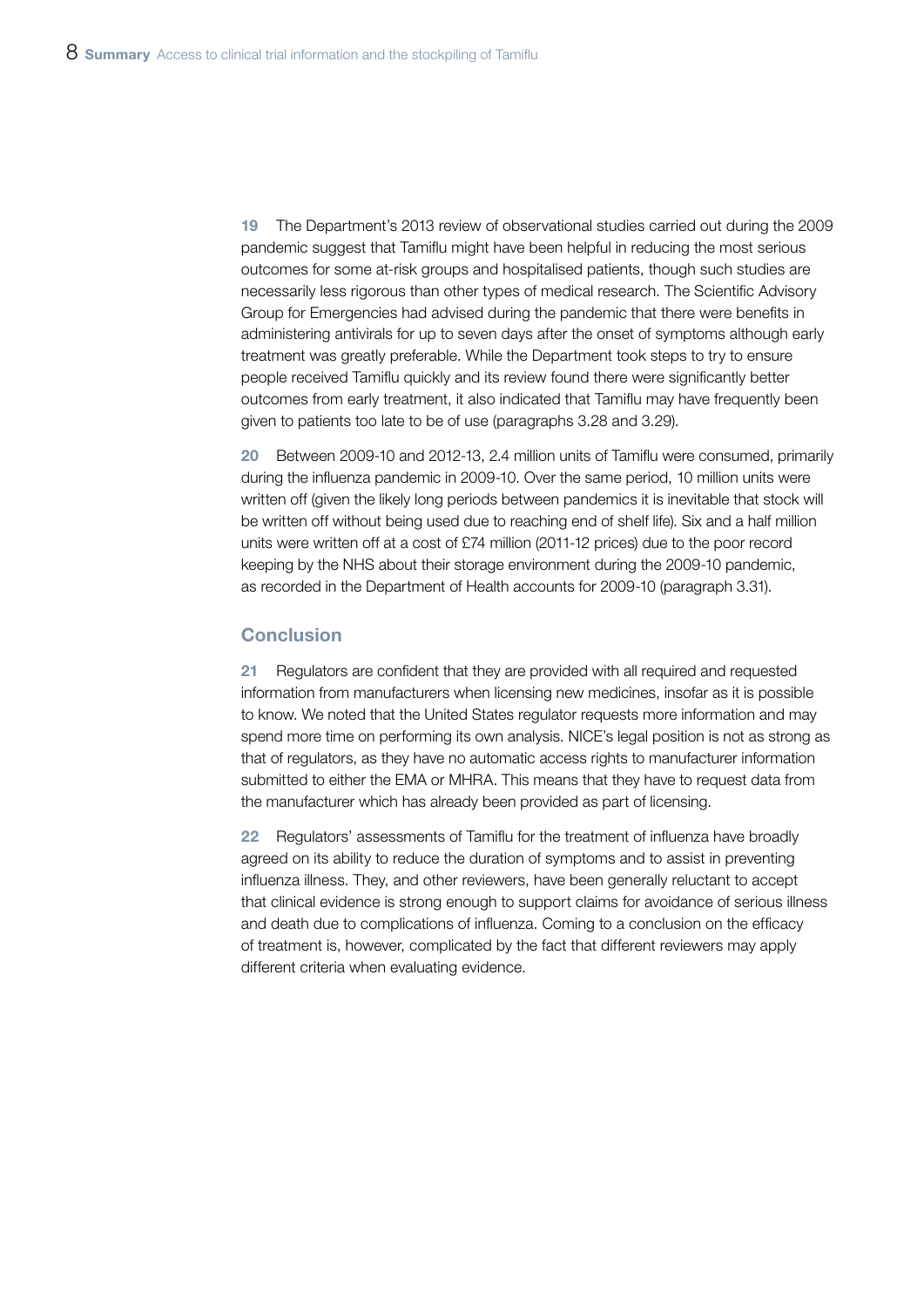**19** The Department's 2013 review of observational studies carried out during the 2009 pandemic suggest that Tamiflu might have been helpful in reducing the most serious outcomes for some at-risk groups and hospitalised patients, though such studies are necessarily less rigorous than other types of medical research. The Scientific Advisory Group for Emergencies had advised during the pandemic that there were benefits in administering antivirals for up to seven days after the onset of symptoms although early treatment was greatly preferable. While the Department took steps to try to ensure people received Tamiflu quickly and its review found there were significantly better outcomes from early treatment, it also indicated that Tamiflu may have frequently been given to patients too late to be of use (paragraphs 3.28 and 3.29).

**20** Between 2009-10 and 2012-13, 2.4 million units of Tamiflu were consumed, primarily during the influenza pandemic in 2009-10. Over the same period, 10 million units were written off (given the likely long periods between pandemics it is inevitable that stock will be written off without being used due to reaching end of shelf life). Six and a half million units were written off at a cost of £74 million (2011-12 prices) due to the poor record keeping by the NHS about their storage environment during the 2009-10 pandemic, as recorded in the Department of Health accounts for 2009-10 (paragraph 3.31).

## Conclusion

**21** Regulators are confident that they are provided with all required and requested information from manufacturers when licensing new medicines, insofar as it is possible to know. We noted that the United States regulator requests more information and may spend more time on performing its own analysis. NICE's legal position is not as strong as that of regulators, as they have no automatic access rights to manufacturer information submitted to either the EMA or MHRA. This means that they have to request data from the manufacturer which has already been provided as part of licensing.

**22** Regulators' assessments of Tamiflu for the treatment of influenza have broadly agreed on its ability to reduce the duration of symptoms and to assist in preventing influenza illness. They, and other reviewers, have been generally reluctant to accept that clinical evidence is strong enough to support claims for avoidance of serious illness and death due to complications of influenza. Coming to a conclusion on the efficacy of treatment is, however, complicated by the fact that different reviewers may apply different criteria when evaluating evidence.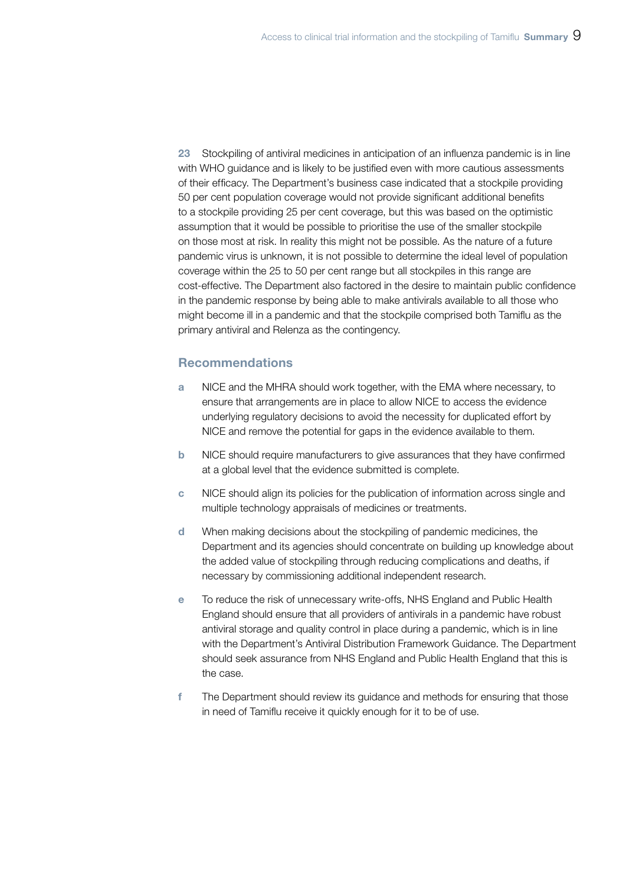**23** Stockpiling of antiviral medicines in anticipation of an influenza pandemic is in line with WHO guidance and is likely to be justified even with more cautious assessments of their efficacy. The Department's business case indicated that a stockpile providing 50 per cent population coverage would not provide significant additional benefits to a stockpile providing 25 per cent coverage, but this was based on the optimistic assumption that it would be possible to prioritise the use of the smaller stockpile on those most at risk. In reality this might not be possible. As the nature of a future pandemic virus is unknown, it is not possible to determine the ideal level of population coverage within the 25 to 50 per cent range but all stockpiles in this range are cost-effective. The Department also factored in the desire to maintain public confidence in the pandemic response by being able to make antivirals available to all those who might become ill in a pandemic and that the stockpile comprised both Tamiflu as the primary antiviral and Relenza as the contingency.

## Recommendations

**a** NICE and the MHRA should work together, with the EMA where necessary, to ensure that arrangements are in place to allow NICE to access the evidence underlying regulatory decisions to avoid the necessity for duplicated effort by NICE and remove the potential for gaps in the evidence available to them.

**b** NICE should require manufacturers to give assurances that they have confirmed at a global level that the evidence submitted is complete.

**c** NICE should align its policies for the publication of information across single and multiple technology appraisals of medicines or treatments.

**d** When making decisions about the stockpiling of pandemic medicines, the Department and its agencies should concentrate on building up knowledge about the added value of stockpiling through reducing complications and deaths, if necessary by commissioning additional independent research.

**e** To reduce the risk of unnecessary write-offs, NHS England and Public Health England should ensure that all providers of antivirals in a pandemic have robust antiviral storage and quality control in place during a pandemic, which is in line with the Department's Antiviral Distribution Framework Guidance. The Department should seek assurance from NHS England and Public Health England that this is the case.

**f** The Department should review its guidance and methods for ensuring that those in need of Tamiflu receive it quickly enough for it to be of use.